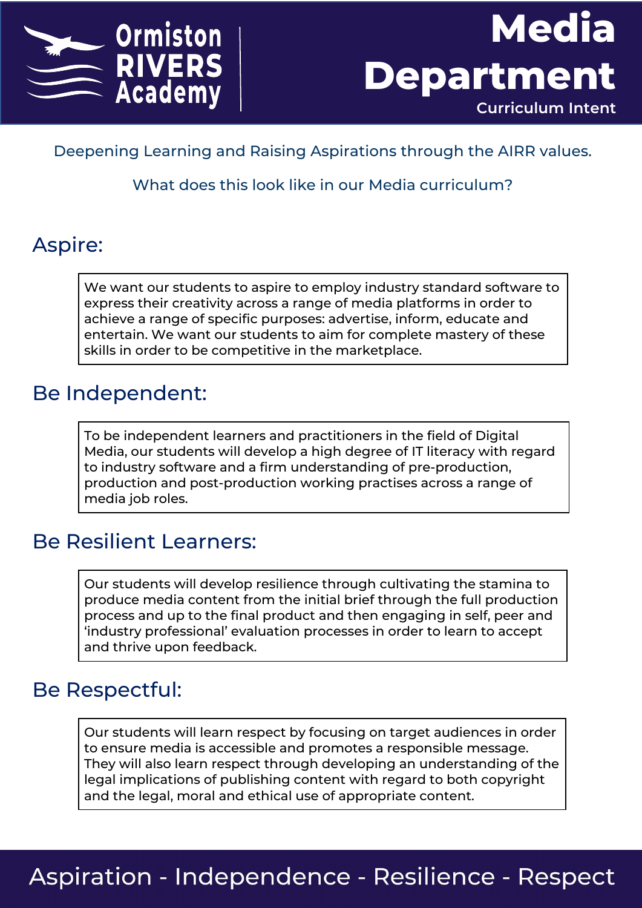Ormiston RIVERS Academy

# Media Department

Curriculum Intent

Deepening Learning and Raising Aspirations through the AIRR values.

What does this look like in our Media curriculum?

## Aspire:

We want our students to aspire to employ industry standard software to express their creativity across a range of media platforms in order to achieve a range of specific purposes: advertise, inform, educate and entertain. We want our students to aim for complete mastery of these skills in order to be competitive in the marketplace.

## Be Independent:

To be independent learners and practitioners in the field of Digital Media, our students will develop a high degree of IT literacy with regard to industry software and a firm understanding of pre-production, production and post-production working practises across a range of media job roles.

## Be Resilient Learners:

Our students will develop resilience through cultivating the stamina to produce media content from the initial brief through the full production process and up to the final product and then engaging in self, peer and 'industry professional' evaluation processes in order to learn to accept and thrive upon feedback.

## Be Respectful:

Our students will learn respect by focusing on target audiences in order to ensure media is accessible and promotes a responsible message. They will also learn respect through developing an understanding of the legal implications of publishing content with regard to both copyright and the legal, moral and ethical use of appropriate content.

Aspiration - Independence - Resilience - Respect